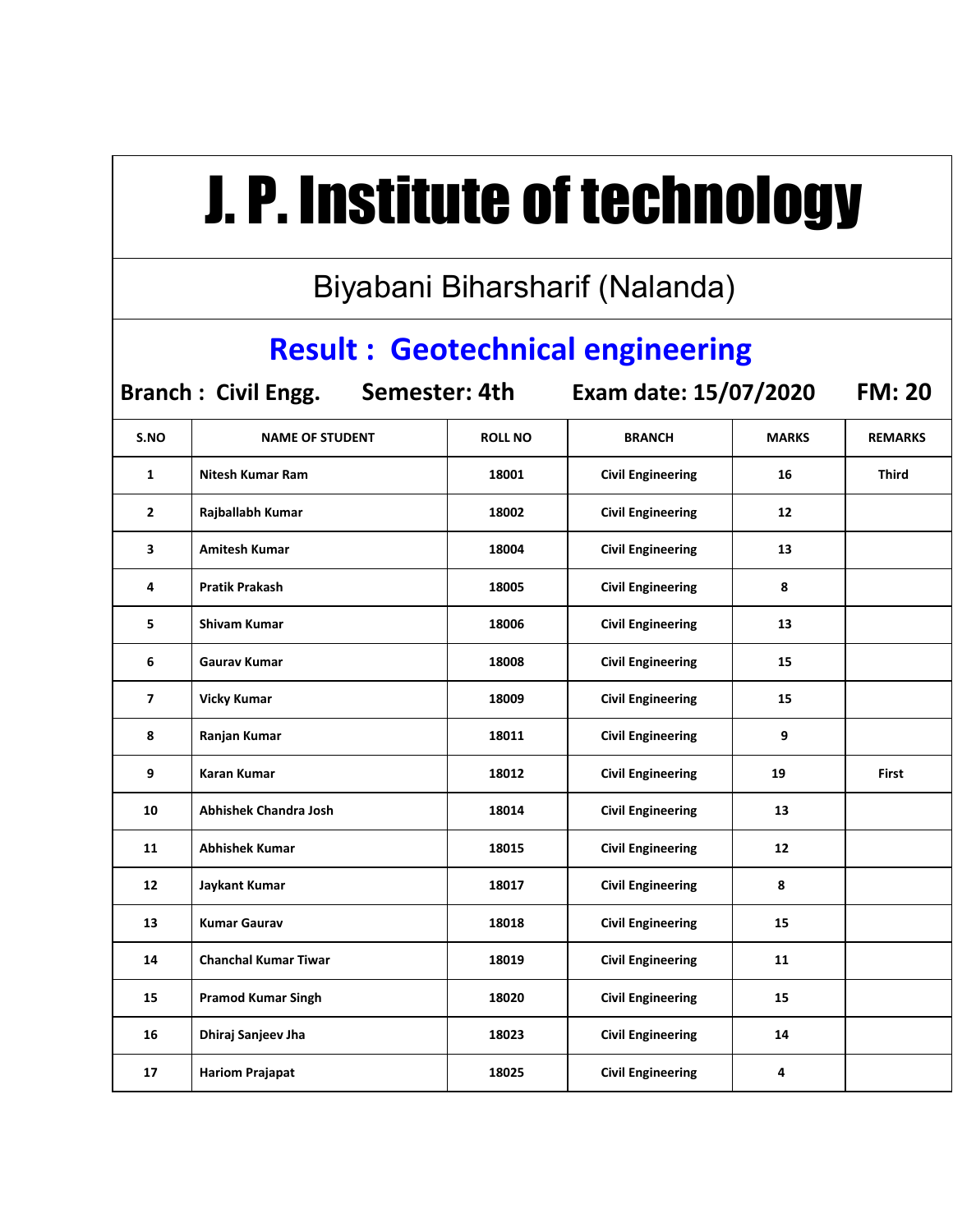# J. P. Institute of technology

## Biyabani Biharsharif (Nalanda)

## Result : Geotechnical engineering

**Branch : Civil Engg.** **Semester: 4th** **Exam date: 15/07/2020** **FM: 20**

| S.NO | NAME OF STUDENT | ROLL NO | BRANCH | MARKS | REMARKS |
|---|---|---|---|---|---|
| 1 | Nitesh Kumar Ram | 18001 | Civil Engineering | 16 | Third |
| 2 | Rajballabh Kumar | 18002 | Civil Engineering | 12 | |
| 3 | Amitesh Kumar | 18004 | Civil Engineering | 13 | |
| 4 | Pratik Prakash | 18005 | Civil Engineering | 8 | |
| 5 | Shivam Kumar | 18006 | Civil Engineering | 13 | |
| 6 | Gaurav Kumar | 18008 | Civil Engineering | 15 | |
| 7 | Vicky Kumar | 18009 | Civil Engineering | 15 | |
| 8 | Ranjan Kumar | 18011 | Civil Engineering | 9 | |
| 9 | Karan Kumar | 18012 | Civil Engineering | 19 | First |
| 10 | Abhishek Chandra Josh | 18014 | Civil Engineering | 13 | |
| 11 | Abhishek Kumar | 18015 | Civil Engineering | 12 | |
| 12 | Jaykant Kumar | 18017 | Civil Engineering | 8 | |
| 13 | Kumar Gaurav | 18018 | Civil Engineering | 15 | |
| 14 | Chanchal Kumar Tiwar | 18019 | Civil Engineering | 11 | |
| 15 | Pramod Kumar Singh | 18020 | Civil Engineering | 15 | |
| 16 | Dhiraj Sanjeev Jha | 18023 | Civil Engineering | 14 | |
| 17 | Hariom Prajapat | 18025 | Civil Engineering | 4 | |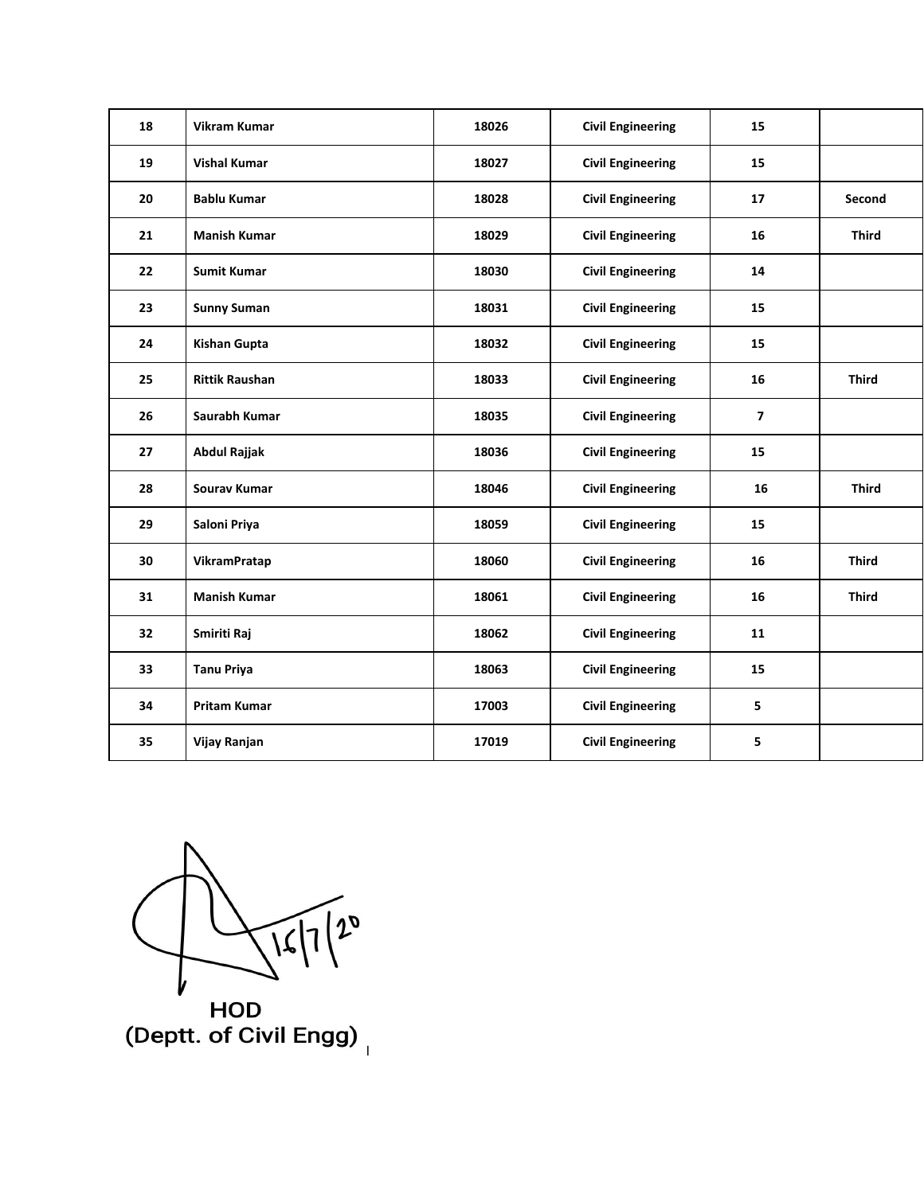| | | | | | |
|---|---|---|---|---|---|
| 18 | Vikram Kumar | 18026 | Civil Engineering | 15 | |
| 19 | Vishal Kumar | 18027 | Civil Engineering | 15 | |
| 20 | Bablu Kumar | 18028 | Civil Engineering | 17 | Second |
| 21 | Manish Kumar | 18029 | Civil Engineering | 16 | Third |
| 22 | Sumit Kumar | 18030 | Civil Engineering | 14 | |
| 23 | Sunny Suman | 18031 | Civil Engineering | 15 | |
| 24 | Kishan Gupta | 18032 | Civil Engineering | 15 | |
| 25 | Rittik Raushan | 18033 | Civil Engineering | 16 | Third |
| 26 | Saurabh Kumar | 18035 | Civil Engineering | 7 | |
| 27 | Abdul Rajjak | 18036 | Civil Engineering | 15 | |
| 28 | Sourav Kumar | 18046 | Civil Engineering | 16 | Third |
| 29 | Saloni Priya | 18059 | Civil Engineering | 15 | |
| 30 | VikramPratap | 18060 | Civil Engineering | 16 | Third |
| 31 | Manish Kumar | 18061 | Civil Engineering | 16 | Third |
| 32 | Smiriti Raj | 18062 | Civil Engineering | 11 | |
| 33 | Tanu Priya | 18063 | Civil Engineering | 15 | |
| 34 | Pritam Kumar | 17003 | Civil Engineering | 5 | |
| 35 | Vijay Ranjan | 17019 | Civil Engineering | 5 | |

15/7/20

HOD
(Deptt. of Civil Engg)